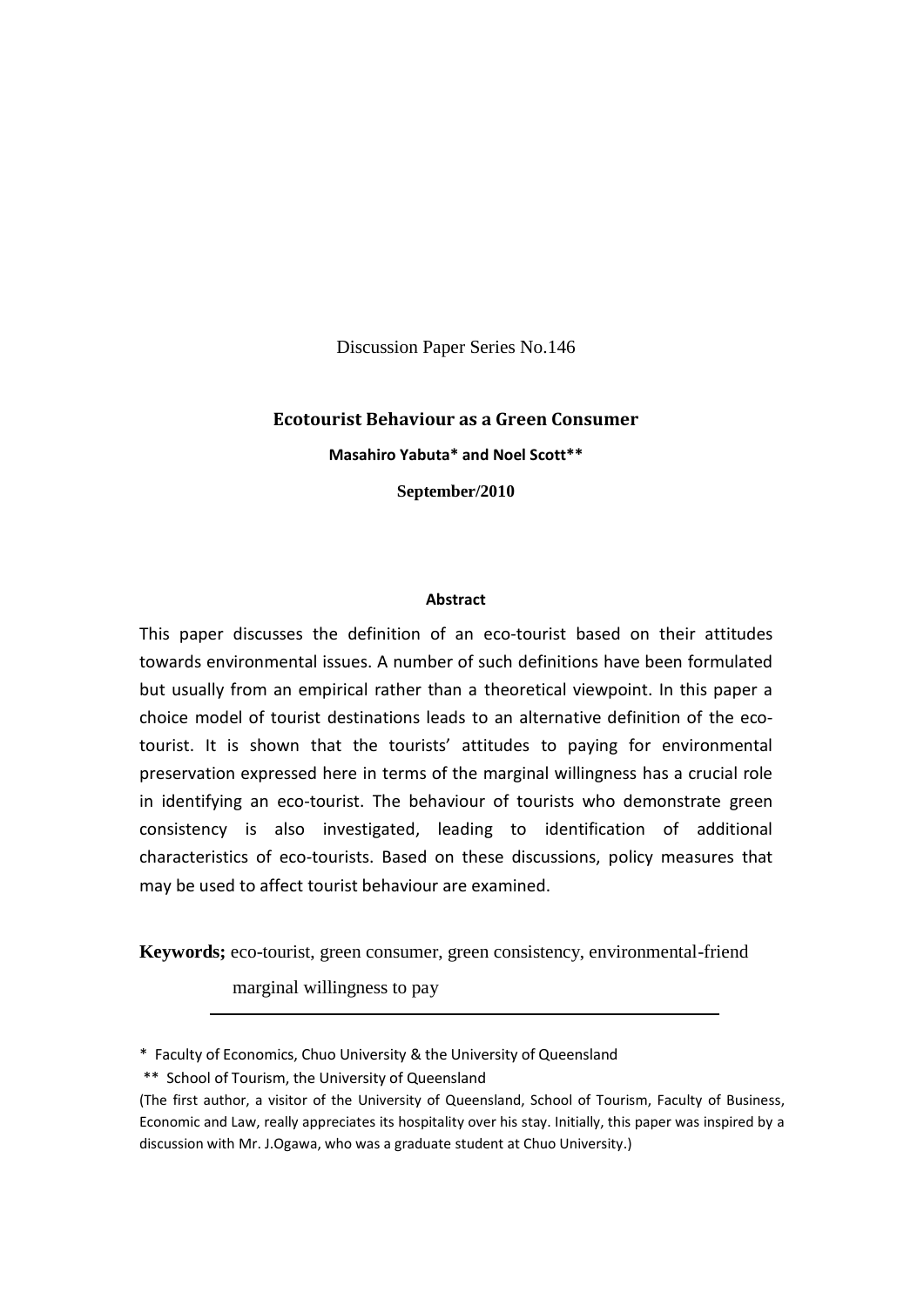Discussion Paper Series No.146

# Ecotourist Behaviour as a Green Consumer

**Masahiro Yabuta* and Noel Scott****

**September/2010**

**Abstract**

This paper discusses the definition of an eco-tourist based on their attitudes towards environmental issues. A number of such definitions have been formulated but usually from an empirical rather than a theoretical viewpoint. In this paper a choice model of tourist destinations leads to an alternative definition of the eco-tourist. It is shown that the tourists' attitudes to paying for environmental preservation expressed here in terms of the marginal willingness has a crucial role in identifying an eco-tourist. The behaviour of tourists who demonstrate green consistency is also investigated, leading to identification of additional characteristics of eco-tourists. Based on these discussions, policy measures that may be used to affect tourist behaviour are examined.

**Keywords;** eco-tourist, green consumer, green consistency, environmental-friend marginal willingness to pay

---

* Faculty of Economics, Chuo University & the University of Queensland

** School of Tourism, the University of Queensland

(The first author, a visitor of the University of Queensland, School of Tourism, Faculty of Business, Economic and Law, really appreciates its hospitality over his stay. Initially, this paper was inspired by a discussion with Mr. J.Ogawa, who was a graduate student at Chuo University.)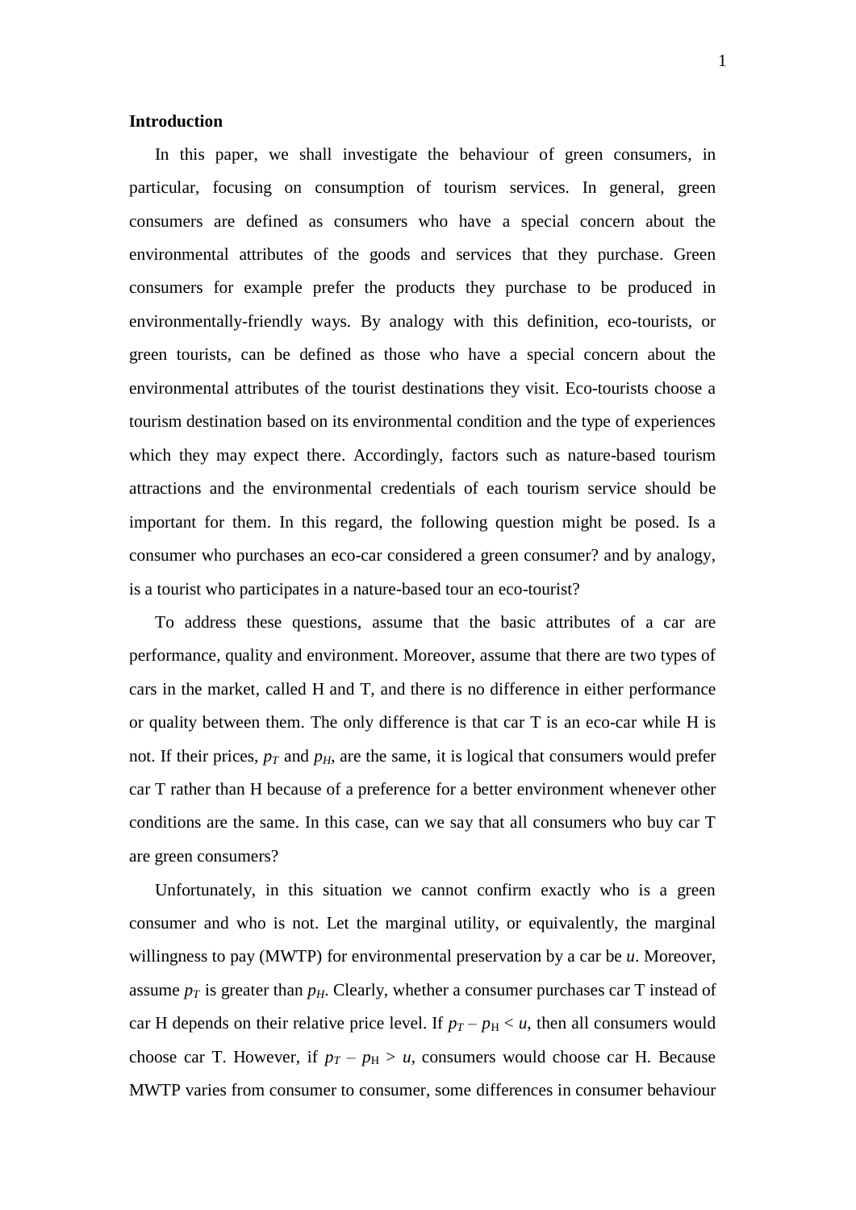**Introduction**

In this paper, we shall investigate the behaviour of green consumers, in particular, focusing on consumption of tourism services. In general, green consumers are defined as consumers who have a special concern about the environmental attributes of the goods and services that they purchase. Green consumers for example prefer the products they purchase to be produced in environmentally-friendly ways. By analogy with this definition, eco-tourists, or green tourists, can be defined as those who have a special concern about the environmental attributes of the tourist destinations they visit. Eco-tourists choose a tourism destination based on its environmental condition and the type of experiences which they may expect there. Accordingly, factors such as nature-based tourism attractions and the environmental credentials of each tourism service should be important for them. In this regard, the following question might be posed. Is a consumer who purchases an eco-car considered a green consumer? and by analogy, is a tourist who participates in a nature-based tour an eco-tourist?

To address these questions, assume that the basic attributes of a car are performance, quality and environment. Moreover, assume that there are two types of cars in the market, called H and T, and there is no difference in either performance or quality between them. The only difference is that car T is an eco-car while H is not. If their prices, $p_T$ and $p_H$, are the same, it is logical that consumers would prefer car T rather than H because of a preference for a better environment whenever other conditions are the same. In this case, can we say that all consumers who buy car T are green consumers?

Unfortunately, in this situation we cannot confirm exactly who is a green consumer and who is not. Let the marginal utility, or equivalently, the marginal willingness to pay (MWTP) for environmental preservation by a car be $u$. Moreover, assume $p_T$ is greater than $p_H$. Clearly, whether a consumer purchases car T instead of car H depends on their relative price level. If $p_T - p_H < u$, then all consumers would choose car T. However, if $p_T - p_H > u$, consumers would choose car H. Because MWTP varies from consumer to consumer, some differences in consumer behaviour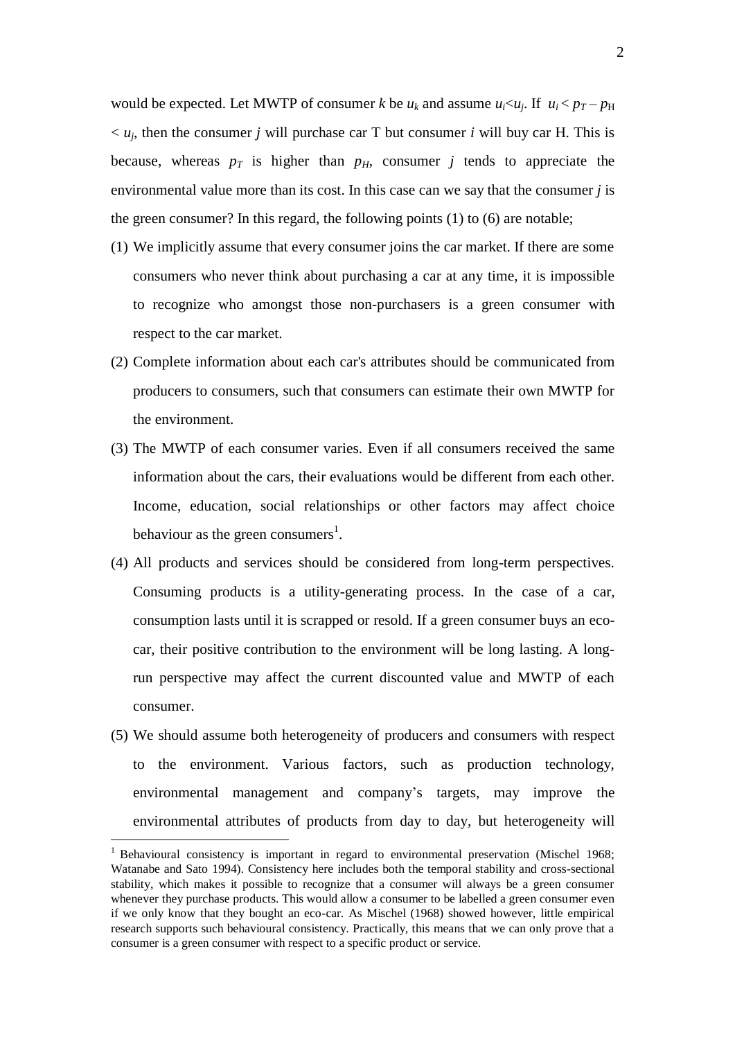would be expected. Let MWTP of consumer $k$ be $u_k$ and assume $u_i<u_j$. If $u_i < p_T - p_H < u_j$, then the consumer $j$ will purchase car T but consumer $i$ will buy car H. This is because, whereas $p_T$ is higher than $p_H$, consumer $j$ tends to appreciate the environmental value more than its cost. In this case can we say that the consumer $j$ is the green consumer? In this regard, the following points (1) to (6) are notable;

(1) We implicitly assume that every consumer joins the car market. If there are some consumers who never think about purchasing a car at any time, it is impossible to recognize who amongst those non-purchasers is a green consumer with respect to the car market.

(2) Complete information about each car's attributes should be communicated from producers to consumers, such that consumers can estimate their own MWTP for the environment.

(3) The MWTP of each consumer varies. Even if all consumers received the same information about the cars, their evaluations would be different from each other. Income, education, social relationships or other factors may affect choice behaviour as the green consumers[1].

(4) All products and services should be considered from long-term perspectives. Consuming products is a utility-generating process. In the case of a car, consumption lasts until it is scrapped or resold. If a green consumer buys an eco-car, their positive contribution to the environment will be long lasting. A long-run perspective may affect the current discounted value and MWTP of each consumer.

(5) We should assume both heterogeneity of producers and consumers with respect to the environment. Various factors, such as production technology, environmental management and company's targets, may improve the environmental attributes of products from day to day, but heterogeneity will

---

[1] Behavioural consistency is important in regard to environmental preservation (Mischel 1968; Watanabe and Sato 1994). Consistency here includes both the temporal stability and cross-sectional stability, which makes it possible to recognize that a consumer will always be a green consumer whenever they purchase products. This would allow a consumer to be labelled a green consumer even if we only know that they bought an eco-car. As Mischel (1968) showed however, little empirical research supports such behavioural consistency. Practically, this means that we can only prove that a consumer is a green consumer with respect to a specific product or service.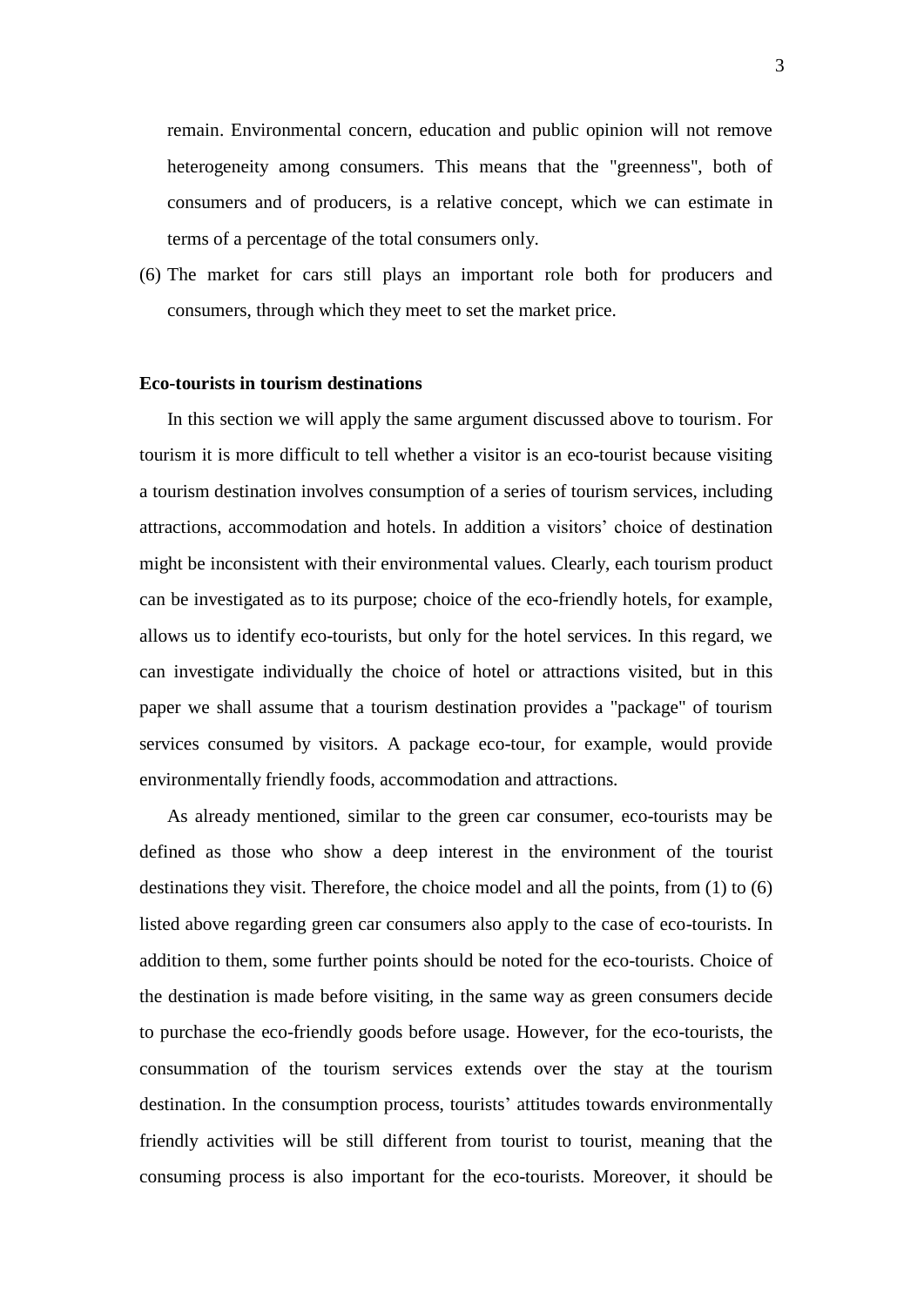remain. Environmental concern, education and public opinion will not remove heterogeneity among consumers. This means that the "greenness", both of consumers and of producers, is a relative concept, which we can estimate in terms of a percentage of the total consumers only.

(6) The market for cars still plays an important role both for producers and consumers, through which they meet to set the market price.

**Eco-tourists in tourism destinations**

In this section we will apply the same argument discussed above to tourism. For tourism it is more difficult to tell whether a visitor is an eco-tourist because visiting a tourism destination involves consumption of a series of tourism services, including attractions, accommodation and hotels. In addition a visitors' choice of destination might be inconsistent with their environmental values. Clearly, each tourism product can be investigated as to its purpose; choice of the eco-friendly hotels, for example, allows us to identify eco-tourists, but only for the hotel services. In this regard, we can investigate individually the choice of hotel or attractions visited, but in this paper we shall assume that a tourism destination provides a "package" of tourism services consumed by visitors. A package eco-tour, for example, would provide environmentally friendly foods, accommodation and attractions.

As already mentioned, similar to the green car consumer, eco-tourists may be defined as those who show a deep interest in the environment of the tourist destinations they visit. Therefore, the choice model and all the points, from (1) to (6) listed above regarding green car consumers also apply to the case of eco-tourists. In addition to them, some further points should be noted for the eco-tourists. Choice of the destination is made before visiting, in the same way as green consumers decide to purchase the eco-friendly goods before usage. However, for the eco-tourists, the consummation of the tourism services extends over the stay at the tourism destination. In the consumption process, tourists' attitudes towards environmentally friendly activities will be still different from tourist to tourist, meaning that the consuming process is also important for the eco-tourists. Moreover, it should be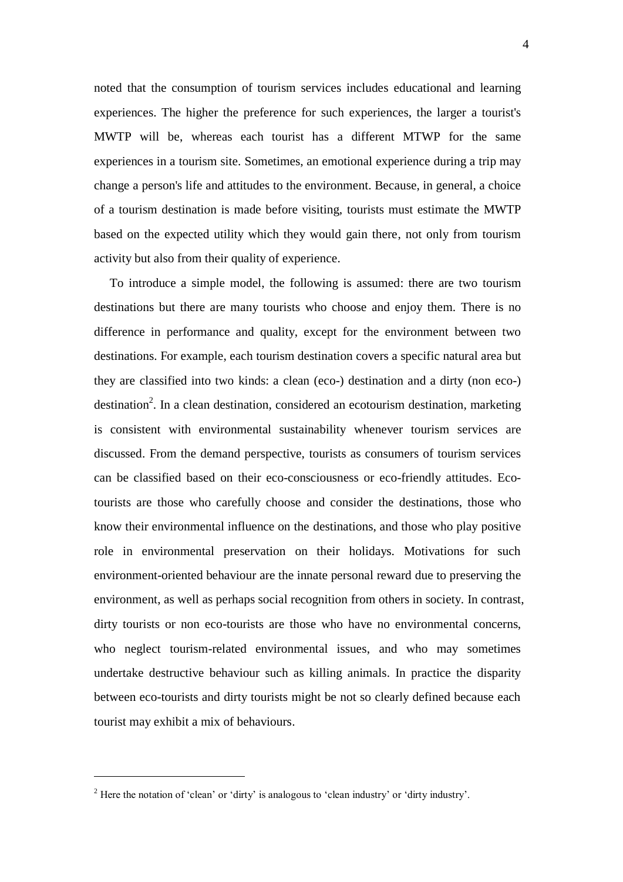noted that the consumption of tourism services includes educational and learning experiences. The higher the preference for such experiences, the larger a tourist's MWTP will be, whereas each tourist has a different MTWP for the same experiences in a tourism site. Sometimes, an emotional experience during a trip may change a person's life and attitudes to the environment. Because, in general, a choice of a tourism destination is made before visiting, tourists must estimate the MWTP based on the expected utility which they would gain there, not only from tourism activity but also from their quality of experience.

To introduce a simple model, the following is assumed: there are two tourism destinations but there are many tourists who choose and enjoy them. There is no difference in performance and quality, except for the environment between two destinations. For example, each tourism destination covers a specific natural area but they are classified into two kinds: a clean (eco-) destination and a dirty (non eco-) destination[2]. In a clean destination, considered an ecotourism destination, marketing is consistent with environmental sustainability whenever tourism services are discussed. From the demand perspective, tourists as consumers of tourism services can be classified based on their eco-consciousness or eco-friendly attitudes. Eco-tourists are those who carefully choose and consider the destinations, those who know their environmental influence on the destinations, and those who play positive role in environmental preservation on their holidays. Motivations for such environment-oriented behaviour are the innate personal reward due to preserving the environment, as well as perhaps social recognition from others in society. In contrast, dirty tourists or non eco-tourists are those who have no environmental concerns, who neglect tourism-related environmental issues, and who may sometimes undertake destructive behaviour such as killing animals. In practice the disparity between eco-tourists and dirty tourists might be not so clearly defined because each tourist may exhibit a mix of behaviours.

[2] Here the notation of 'clean' or 'dirty' is analogous to 'clean industry' or 'dirty industry'.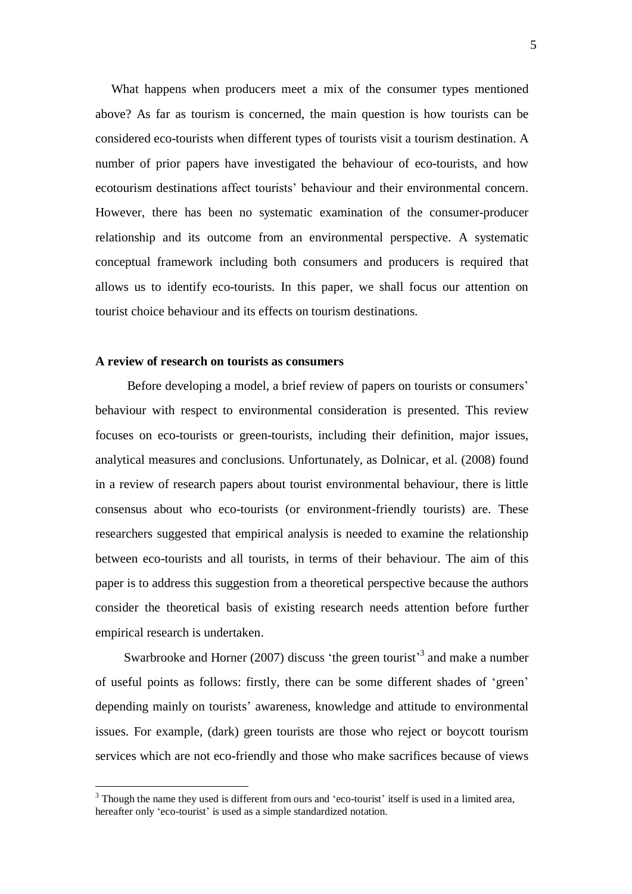What happens when producers meet a mix of the consumer types mentioned above? As far as tourism is concerned, the main question is how tourists can be considered eco-tourists when different types of tourists visit a tourism destination. A number of prior papers have investigated the behaviour of eco-tourists, and how ecotourism destinations affect tourists' behaviour and their environmental concern. However, there has been no systematic examination of the consumer-producer relationship and its outcome from an environmental perspective. A systematic conceptual framework including both consumers and producers is required that allows us to identify eco-tourists. In this paper, we shall focus our attention on tourist choice behaviour and its effects on tourism destinations.

**A review of research on tourists as consumers**

Before developing a model, a brief review of papers on tourists or consumers' behaviour with respect to environmental consideration is presented. This review focuses on eco-tourists or green-tourists, including their definition, major issues, analytical measures and conclusions. Unfortunately, as Dolnicar, et al. (2008) found in a review of research papers about tourist environmental behaviour, there is little consensus about who eco-tourists (or environment-friendly tourists) are. These researchers suggested that empirical analysis is needed to examine the relationship between eco-tourists and all tourists, in terms of their behaviour. The aim of this paper is to address this suggestion from a theoretical perspective because the authors consider the theoretical basis of existing research needs attention before further empirical research is undertaken.

Swarbrooke and Horner (2007) discuss 'the green tourist'[3] and make a number of useful points as follows: firstly, there can be some different shades of 'green' depending mainly on tourists' awareness, knowledge and attitude to environmental issues. For example, (dark) green tourists are those who reject or boycott tourism services which are not eco-friendly and those who make sacrifices because of views

[3] Though the name they used is different from ours and 'eco-tourist' itself is used in a limited area, hereafter only 'eco-tourist' is used as a simple standardized notation.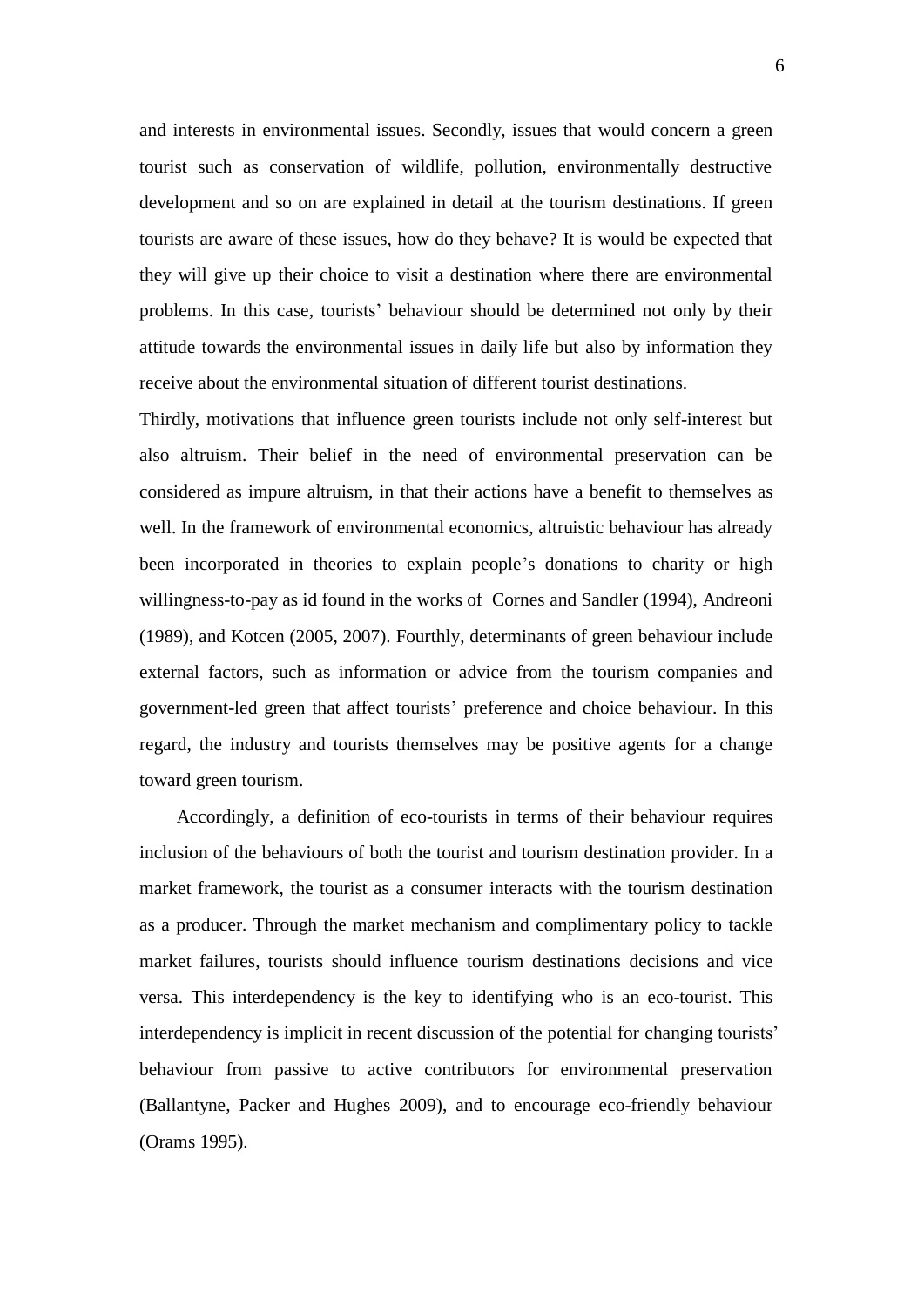and interests in environmental issues. Secondly, issues that would concern a green tourist such as conservation of wildlife, pollution, environmentally destructive development and so on are explained in detail at the tourism destinations. If green tourists are aware of these issues, how do they behave? It is would be expected that they will give up their choice to visit a destination where there are environmental problems. In this case, tourists' behaviour should be determined not only by their attitude towards the environmental issues in daily life but also by information they receive about the environmental situation of different tourist destinations.

Thirdly, motivations that influence green tourists include not only self-interest but also altruism. Their belief in the need of environmental preservation can be considered as impure altruism, in that their actions have a benefit to themselves as well. In the framework of environmental economics, altruistic behaviour has already been incorporated in theories to explain people's donations to charity or high willingness-to-pay as id found in the works of Cornes and Sandler (1994), Andreoni (1989), and Kotcen (2005, 2007). Fourthly, determinants of green behaviour include external factors, such as information or advice from the tourism companies and government-led green that affect tourists' preference and choice behaviour. In this regard, the industry and tourists themselves may be positive agents for a change toward green tourism.

Accordingly, a definition of eco-tourists in terms of their behaviour requires inclusion of the behaviours of both the tourist and tourism destination provider. In a market framework, the tourist as a consumer interacts with the tourism destination as a producer. Through the market mechanism and complimentary policy to tackle market failures, tourists should influence tourism destinations decisions and vice versa. This interdependency is the key to identifying who is an eco-tourist. This interdependency is implicit in recent discussion of the potential for changing tourists' behaviour from passive to active contributors for environmental preservation (Ballantyne, Packer and Hughes 2009), and to encourage eco-friendly behaviour (Orams 1995).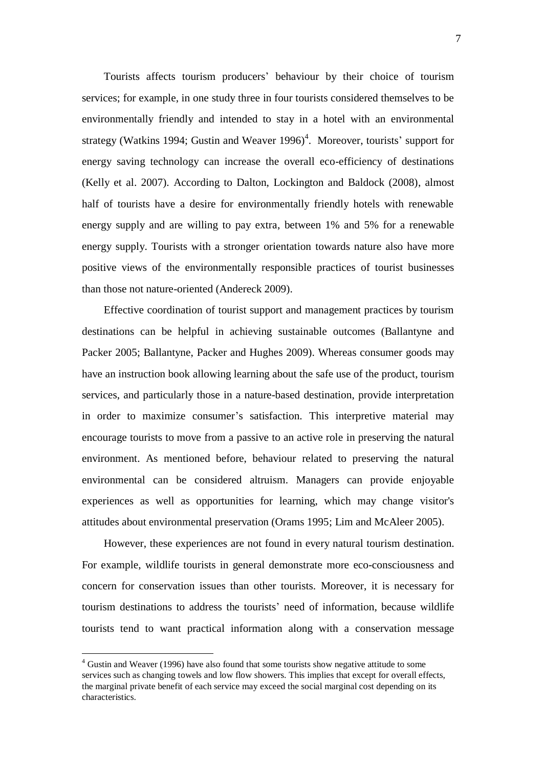Tourists affects tourism producers' behaviour by their choice of tourism services; for example, in one study three in four tourists considered themselves to be environmentally friendly and intended to stay in a hotel with an environmental strategy (Watkins 1994; Gustin and Weaver 1996)[4]. Moreover, tourists' support for energy saving technology can increase the overall eco-efficiency of destinations (Kelly et al. 2007). According to Dalton, Lockington and Baldock (2008), almost half of tourists have a desire for environmentally friendly hotels with renewable energy supply and are willing to pay extra, between 1% and 5% for a renewable energy supply. Tourists with a stronger orientation towards nature also have more positive views of the environmentally responsible practices of tourist businesses than those not nature-oriented (Andereck 2009).

Effective coordination of tourist support and management practices by tourism destinations can be helpful in achieving sustainable outcomes (Ballantyne and Packer 2005; Ballantyne, Packer and Hughes 2009). Whereas consumer goods may have an instruction book allowing learning about the safe use of the product, tourism services, and particularly those in a nature-based destination, provide interpretation in order to maximize consumer's satisfaction. This interpretive material may encourage tourists to move from a passive to an active role in preserving the natural environment. As mentioned before, behaviour related to preserving the natural environmental can be considered altruism. Managers can provide enjoyable experiences as well as opportunities for learning, which may change visitor's attitudes about environmental preservation (Orams 1995; Lim and McAleer 2005).

However, these experiences are not found in every natural tourism destination. For example, wildlife tourists in general demonstrate more eco-consciousness and concern for conservation issues than other tourists. Moreover, it is necessary for tourism destinations to address the tourists' need of information, because wildlife tourists tend to want practical information along with a conservation message

---

[4] Gustin and Weaver (1996) have also found that some tourists show negative attitude to some services such as changing towels and low flow showers. This implies that except for overall effects, the marginal private benefit of each service may exceed the social marginal cost depending on its characteristics.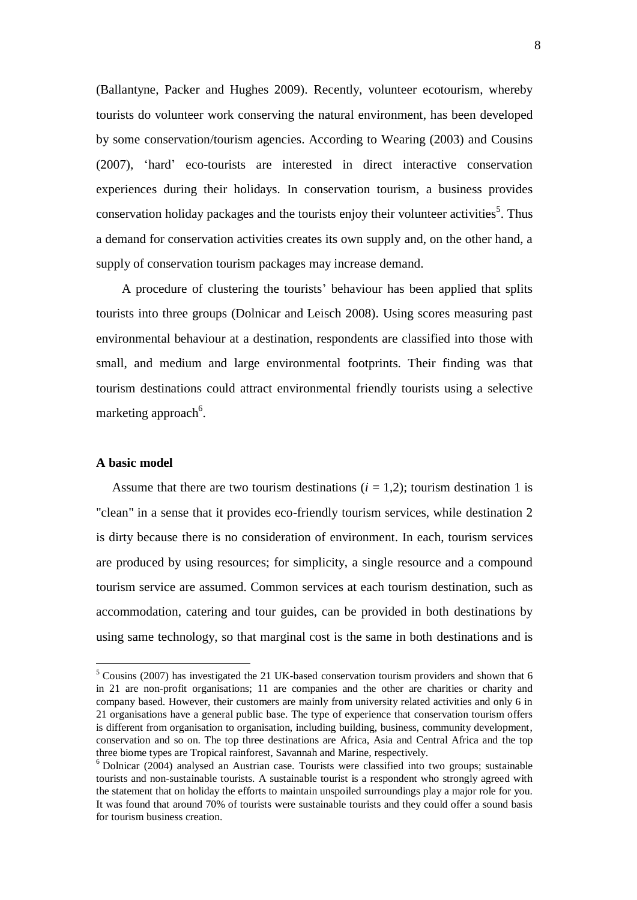(Ballantyne, Packer and Hughes 2009). Recently, volunteer ecotourism, whereby tourists do volunteer work conserving the natural environment, has been developed by some conservation/tourism agencies. According to Wearing (2003) and Cousins (2007), 'hard' eco-tourists are interested in direct interactive conservation experiences during their holidays. In conservation tourism, a business provides conservation holiday packages and the tourists enjoy their volunteer activities[5]. Thus a demand for conservation activities creates its own supply and, on the other hand, a supply of conservation tourism packages may increase demand.

A procedure of clustering the tourists' behaviour has been applied that splits tourists into three groups (Dolnicar and Leisch 2008). Using scores measuring past environmental behaviour at a destination, respondents are classified into those with small, and medium and large environmental footprints. Their finding was that tourism destinations could attract environmental friendly tourists using a selective marketing approach[6].

### A basic model

Assume that there are two tourism destinations ($i = 1,2$); tourism destination 1 is "clean" in a sense that it provides eco-friendly tourism services, while destination 2 is dirty because there is no consideration of environment. In each, tourism services are produced by using resources; for simplicity, a single resource and a compound tourism service are assumed. Common services at each tourism destination, such as accommodation, catering and tour guides, can be provided in both destinations by using same technology, so that marginal cost is the same in both destinations and is

---

[5] Cousins (2007) has investigated the 21 UK-based conservation tourism providers and shown that 6 in 21 are non-profit organisations; 11 are companies and the other are charities or charity and company based. However, their customers are mainly from university related activities and only 6 in 21 organisations have a general public base. The type of experience that conservation tourism offers is different from organisation to organisation, including building, business, community development, conservation and so on. The top three destinations are Africa, Asia and Central Africa and the top three biome types are Tropical rainforest, Savannah and Marine, respectively.

[6] Dolnicar (2004) analysed an Austrian case. Tourists were classified into two groups; sustainable tourists and non-sustainable tourists. A sustainable tourist is a respondent who strongly agreed with the statement that on holiday the efforts to maintain unspoiled surroundings play a major role for you. It was found that around 70% of tourists were sustainable tourists and they could offer a sound basis for tourism business creation.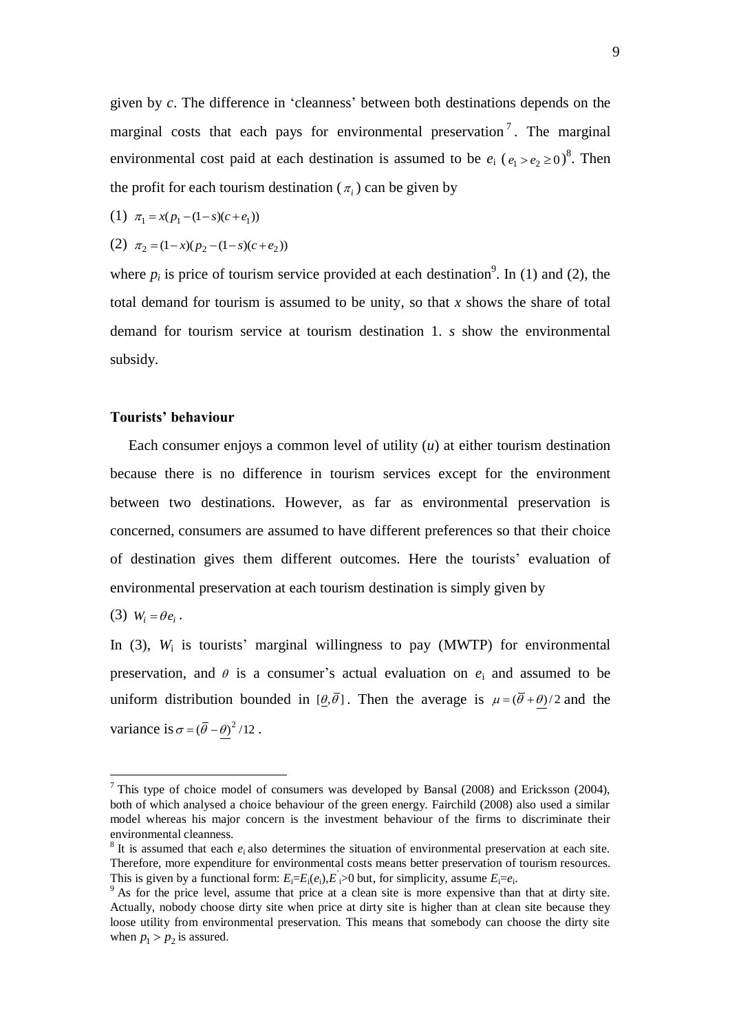given by *c*. The difference in 'cleanness' between both destinations depends on the marginal costs that each pays for environmental preservation[7]. The marginal environmental cost paid at each destination is assumed to be $e_i$ ($e_1 > e_2 \geq 0$)[8]. Then the profit for each tourism destination ($\pi_i$) can be given by

(1) $\pi_1 = x(p_1 - (1-s)(c+e_1))$

(2) $\pi_2 = (1-x)(p_2 - (1-s)(c+e_2))$

where $p_i$ is price of tourism service provided at each destination[9]. In (1) and (2), the total demand for tourism is assumed to be unity, so that *x* shows the share of total demand for tourism service at tourism destination 1. *s* show the environmental subsidy.

**Tourists' behaviour**

Each consumer enjoys a common level of utility (*u*) at either tourism destination because there is no difference in tourism services except for the environment between two destinations. However, as far as environmental preservation is concerned, consumers are assumed to have different preferences so that their choice of destination gives them different outcomes. Here the tourists' evaluation of environmental preservation at each tourism destination is simply given by

(3) $W_i = \theta e_i$ .

In (3), $W_i$ is tourists' marginal willingness to pay (MWTP) for environmental preservation, and $\theta$ is a consumer's actual evaluation on $e_i$ and assumed to be uniform distribution bounded in $[\underline{\theta}, \overline{\theta}]$. Then the average is $\mu = (\overline{\theta} + \underline{\theta})/2$ and the variance is $\sigma = (\overline{\theta} - \underline{\theta})^2/12$ .

---

[7] This type of choice model of consumers was developed by Bansal (2008) and Ericksson (2004), both of which analysed a choice behaviour of the green energy. Fairchild (2008) also used a similar model whereas his major concern is the investment behaviour of the firms to discriminate their environmental cleanness.

[8] It is assumed that each $e_i$ also determines the situation of environmental preservation at each site. Therefore, more expenditure for environmental costs means better preservation of tourism resources. This is given by a functional form: $E_i = E_i(e_i), E_i' > 0$ but, for simplicity, assume $E_i = e_i$.

[9] As for the price level, assume that price at a clean site is more expensive than that at dirty site. Actually, nobody choose dirty site when price at dirty site is higher than at clean site because they loose utility from environmental preservation. This means that somebody can choose the dirty site when $p_1 > p_2$ is assured.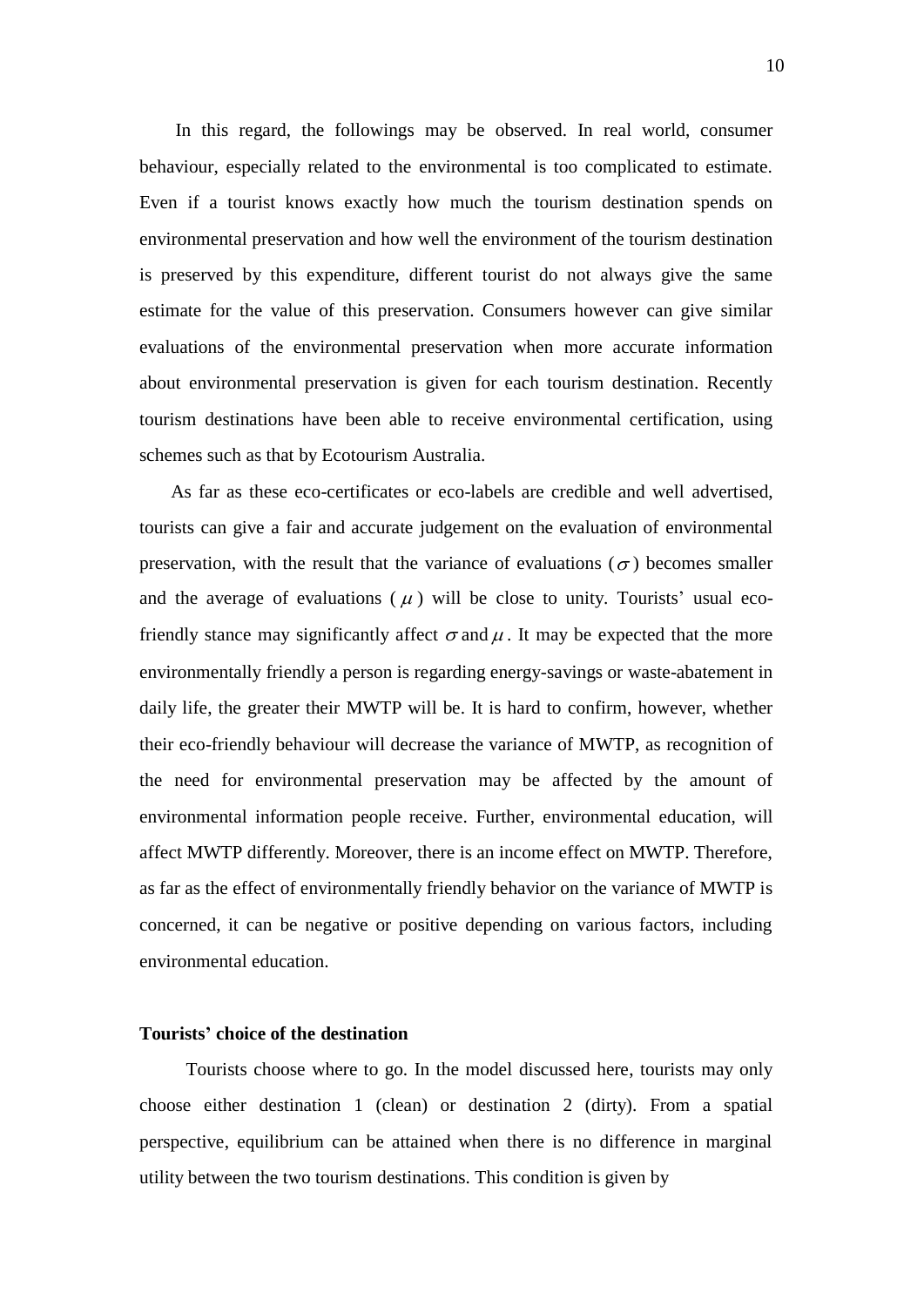In this regard, the followings may be observed. In real world, consumer behaviour, especially related to the environmental is too complicated to estimate. Even if a tourist knows exactly how much the tourism destination spends on environmental preservation and how well the environment of the tourism destination is preserved by this expenditure, different tourist do not always give the same estimate for the value of this preservation. Consumers however can give similar evaluations of the environmental preservation when more accurate information about environmental preservation is given for each tourism destination. Recently tourism destinations have been able to receive environmental certification, using schemes such as that by Ecotourism Australia.

As far as these eco-certificates or eco-labels are credible and well advertised, tourists can give a fair and accurate judgement on the evaluation of environmental preservation, with the result that the variance of evaluations ($\sigma$) becomes smaller and the average of evaluations ($\mu$) will be close to unity. Tourists' usual eco-friendly stance may significantly affect $\sigma$ and $\mu$. It may be expected that the more environmentally friendly a person is regarding energy-savings or waste-abatement in daily life, the greater their MWTP will be. It is hard to confirm, however, whether their eco-friendly behaviour will decrease the variance of MWTP, as recognition of the need for environmental preservation may be affected by the amount of environmental information people receive. Further, environmental education, will affect MWTP differently. Moreover, there is an income effect on MWTP. Therefore, as far as the effect of environmentally friendly behavior on the variance of MWTP is concerned, it can be negative or positive depending on various factors, including environmental education.

**Tourists' choice of the destination**

Tourists choose where to go. In the model discussed here, tourists may only choose either destination 1 (clean) or destination 2 (dirty). From a spatial perspective, equilibrium can be attained when there is no difference in marginal utility between the two tourism destinations. This condition is given by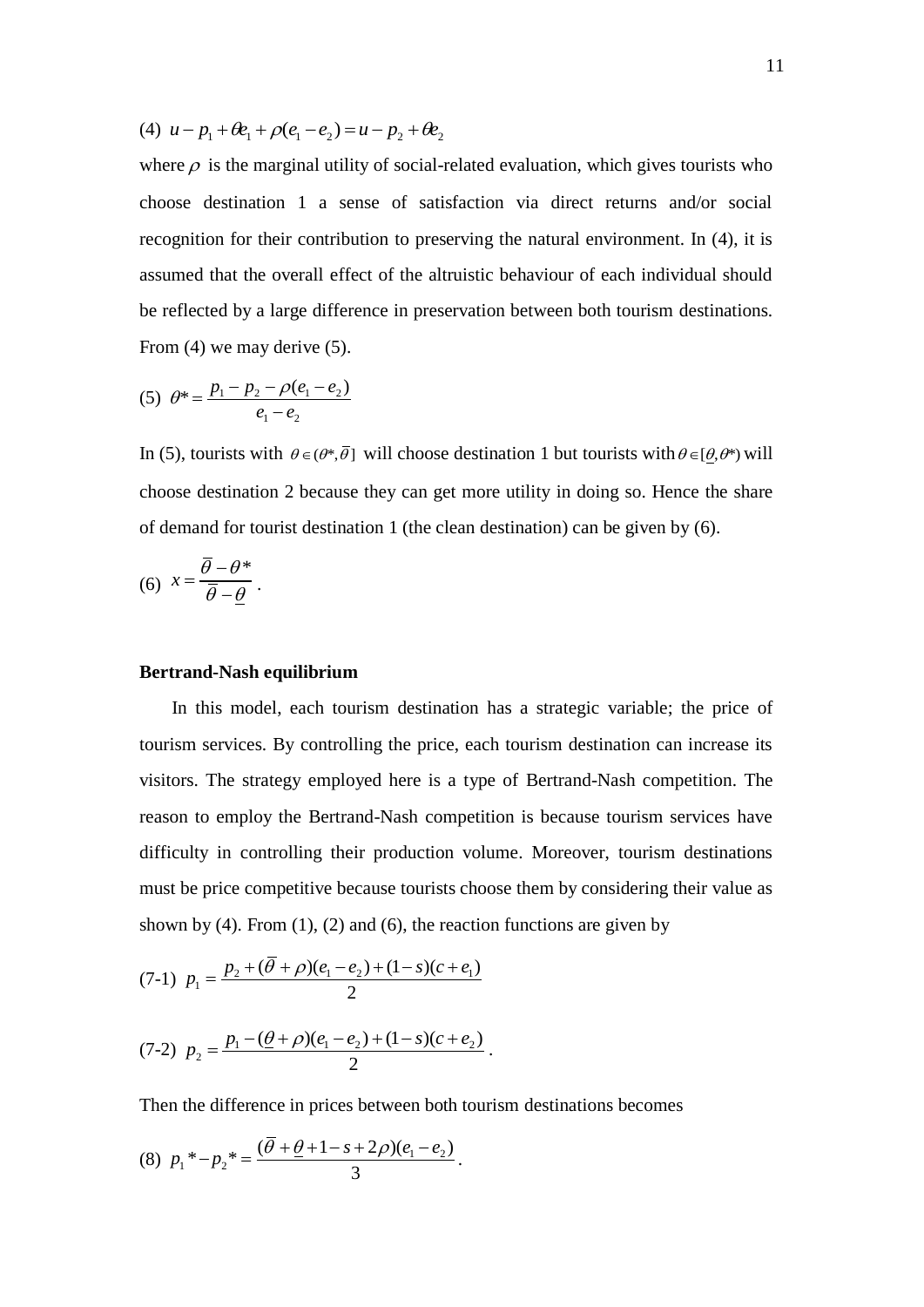(4) $u - p_1 + \theta e_1 + \rho(e_1 - e_2) = u - p_2 + \theta e_2$

where $\rho$ is the marginal utility of social-related evaluation, which gives tourists who choose destination 1 a sense of satisfaction via direct returns and/or social recognition for their contribution to preserving the natural environment. In (4), it is assumed that the overall effect of the altruistic behaviour of each individual should be reflected by a large difference in preservation between both tourism destinations. From (4) we may derive (5).

(5) $\theta^* = \dfrac{p_1 - p_2 - \rho(e_1 - e_2)}{e_1 - e_2}$

In (5), tourists with $\theta \in (\theta^*, \overline{\theta}]$ will choose destination 1 but tourists with $\theta \in [\underline{\theta}, \theta^*)$ will choose destination 2 because they can get more utility in doing so. Hence the share of demand for tourist destination 1 (the clean destination) can be given by (6).

(6) $x = \dfrac{\overline{\theta} - \theta^*}{\overline{\theta} - \underline{\theta}}$ .

**Bertrand-Nash equilibrium**

In this model, each tourism destination has a strategic variable; the price of tourism services. By controlling the price, each tourism destination can increase its visitors. The strategy employed here is a type of Bertrand-Nash competition. The reason to employ the Bertrand-Nash competition is because tourism services have difficulty in controlling their production volume. Moreover, tourism destinations must be price competitive because tourists choose them by considering their value as shown by (4). From (1), (2) and (6), the reaction functions are given by

(7-1) $p_1 = \dfrac{p_2 + (\overline{\theta} + \rho)(e_1 - e_2) + (1-s)(c + e_1)}{2}$

(7-2) $p_2 = \dfrac{p_1 - (\underline{\theta} + \rho)(e_1 - e_2) + (1-s)(c + e_2)}{2}$ .

Then the difference in prices between both tourism destinations becomes

(8) $p_1{}^* - p_2{}^* = \dfrac{(\overline{\theta} + \underline{\theta} + 1 - s + 2\rho)(e_1 - e_2)}{3}$ .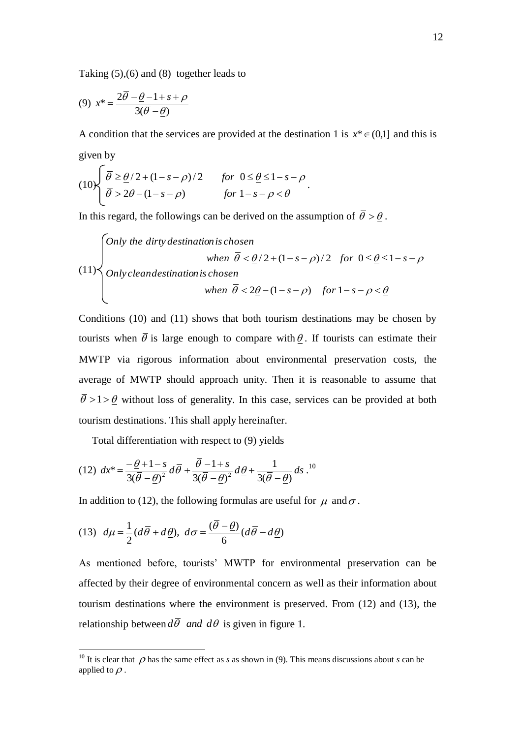Taking (5),(6) and (8) together leads to

$$(9)\ \ x^* = \frac{2\overline{\theta} - \underline{\theta} - 1 + s + \rho}{3(\overline{\theta} - \underline{\theta})}$$

A condition that the services are provided at the destination 1 is $x^* \in (0,1]$ and this is given by

$$(10)\begin{cases} \overline{\theta} \geq \underline{\theta}/2 + (1 - s - \rho)/2 & for\ \ 0 \leq \underline{\theta} \leq 1 - s - \rho \\ \overline{\theta} > 2\underline{\theta} - (1 - s - \rho) & for\ 1 - s - \rho < \underline{\theta} \end{cases}.$$

In this regard, the followings can be derived on the assumption of $\overline{\theta} > \underline{\theta}$.

$$(11)\begin{cases} Only\ the\ dirty\ destination\ is\ chosen \\ \qquad\qquad when\ \ \overline{\theta} < \underline{\theta}/2 + (1 - s - \rho)/2 \quad for\ \ 0 \leq \underline{\theta} \leq 1 - s - \rho \\ Only\ clean\ destination\ is\ chosen \\ \qquad\qquad when\ \ \overline{\theta} < 2\underline{\theta} - (1 - s - \rho) \quad for\ 1 - s - \rho < \underline{\theta} \end{cases}$$

Conditions (10) and (11) shows that both tourism destinations may be chosen by tourists when $\overline{\theta}$ is large enough to compare with $\underline{\theta}$. If tourists can estimate their MWTP via rigorous information about environmental preservation costs, the average of MWTP should approach unity. Then it is reasonable to assume that $\overline{\theta} > 1 > \underline{\theta}$ without loss of generality. In this case, services can be provided at both tourism destinations. This shall apply hereinafter.

Total differentiation with respect to (9) yields

$$(12)\ \ dx^* = \frac{-\underline{\theta} + 1 - s}{3(\overline{\theta} - \underline{\theta})^2} d\overline{\theta} + \frac{\overline{\theta} - 1 + s}{3(\overline{\theta} - \underline{\theta})^2} d\underline{\theta} + \frac{1}{3(\overline{\theta} - \underline{\theta})} ds.$$[10]

In addition to (12), the following formulas are useful for $\mu$ and $\sigma$.

$$(13)\ \ d\mu = \frac{1}{2}(d\overline{\theta} + d\underline{\theta}),\ d\sigma = \frac{(\overline{\theta} - \underline{\theta})}{6}(d\overline{\theta} - d\underline{\theta})$$

As mentioned before, tourists' MWTP for environmental preservation can be affected by their degree of environmental concern as well as their information about tourism destinations where the environment is preserved. From (12) and (13), the relationship between $d\overline{\theta}$ and $d\underline{\theta}$ is given in figure 1.

[10] It is clear that $\rho$ has the same effect as *s* as shown in (9). This means discussions about *s* can be applied to $\rho$.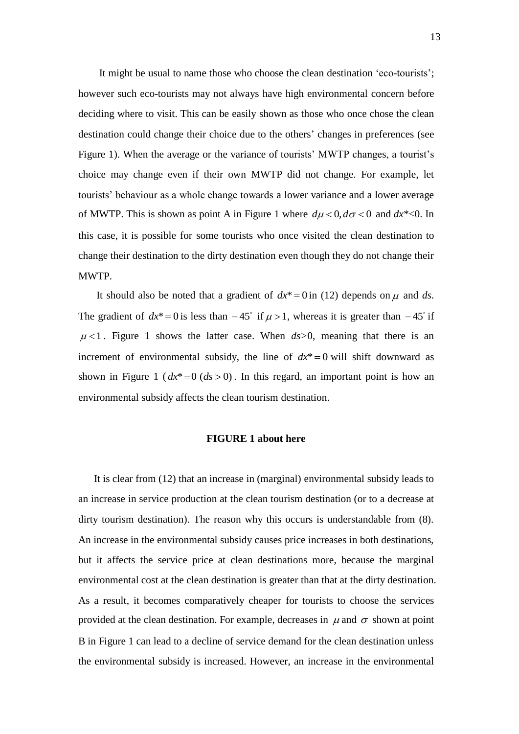It might be usual to name those who choose the clean destination 'eco-tourists'; however such eco-tourists may not always have high environmental concern before deciding where to visit. This can be easily shown as those who once chose the clean destination could change their choice due to the others' changes in preferences (see Figure 1). When the average or the variance of tourists' MWTP changes, a tourist's choice may change even if their own MWTP did not change. For example, let tourists' behaviour as a whole change towards a lower variance and a lower average of MWTP. This is shown as point A in Figure 1 where $d\mu < 0, d\sigma < 0$ and $dx^{*}<0$. In this case, it is possible for some tourists who once visited the clean destination to change their destination to the dirty destination even though they do not change their MWTP.

It should also be noted that a gradient of $dx^{*} = 0$ in (12) depends on $\mu$ and *ds*. The gradient of $dx^{*} = 0$ is less than $-45^{\circ}$ if $\mu > 1$, whereas it is greater than $-45^{\circ}$ if $\mu < 1$. Figure 1 shows the latter case. When $ds>0$, meaning that there is an increment of environmental subsidy, the line of $dx^{*} = 0$ will shift downward as shown in Figure 1 ($dx^{*} = 0$ $(ds > 0)$. In this regard, an important point is how an environmental subsidy affects the clean tourism destination.

**FIGURE 1 about here**

It is clear from (12) that an increase in (marginal) environmental subsidy leads to an increase in service production at the clean tourism destination (or to a decrease at dirty tourism destination). The reason why this occurs is understandable from (8). An increase in the environmental subsidy causes price increases in both destinations, but it affects the service price at clean destinations more, because the marginal environmental cost at the clean destination is greater than that at the dirty destination. As a result, it becomes comparatively cheaper for tourists to choose the services provided at the clean destination. For example, decreases in $\mu$ and $\sigma$ shown at point B in Figure 1 can lead to a decline of service demand for the clean destination unless the environmental subsidy is increased. However, an increase in the environmental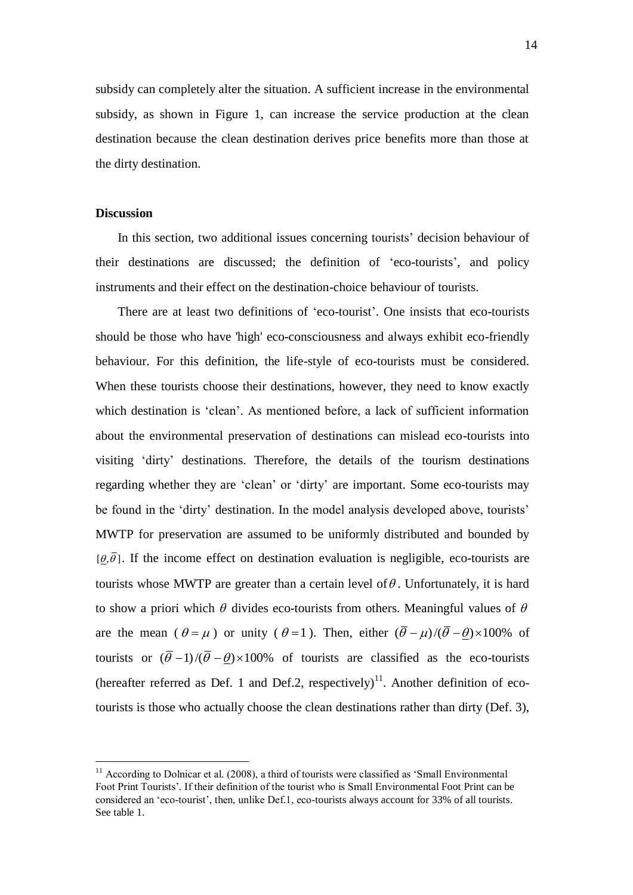subsidy can completely alter the situation. A sufficient increase in the environmental subsidy, as shown in Figure 1, can increase the service production at the clean destination because the clean destination derives price benefits more than those at the dirty destination.

## Discussion

In this section, two additional issues concerning tourists' decision behaviour of their destinations are discussed; the definition of 'eco-tourists', and policy instruments and their effect on the destination-choice behaviour of tourists.

There are at least two definitions of 'eco-tourist'. One insists that eco-tourists should be those who have 'high' eco-consciousness and always exhibit eco-friendly behaviour. For this definition, the life-style of eco-tourists must be considered. When these tourists choose their destinations, however, they need to know exactly which destination is 'clean'. As mentioned before, a lack of sufficient information about the environmental preservation of destinations can mislead eco-tourists into visiting 'dirty' destinations. Therefore, the details of the tourism destinations regarding whether they are 'clean' or 'dirty' are important. Some eco-tourists may be found in the 'dirty' destination. In the model analysis developed above, tourists' MWTP for preservation are assumed to be uniformly distributed and bounded by $[\underline{\theta}, \overline{\theta}]$. If the income effect on destination evaluation is negligible, eco-tourists are tourists whose MWTP are greater than a certain level of $\theta$. Unfortunately, it is hard to show a priori which $\theta$ divides eco-tourists from others. Meaningful values of $\theta$ are the mean ($\theta = \mu$) or unity ($\theta = 1$). Then, either $(\overline{\theta} - \mu)/(\overline{\theta} - \underline{\theta}) \times 100\%$ of tourists or $(\overline{\theta} - 1)/(\overline{\theta} - \underline{\theta}) \times 100\%$ of tourists are classified as the eco-tourists (hereafter referred as Def. 1 and Def.2, respectively)[11]. Another definition of eco-tourists is those who actually choose the clean destinations rather than dirty (Def. 3),

[11] According to Dolnicar et al. (2008), a third of tourists were classified as 'Small Environmental Foot Print Tourists'. If their definition of the tourist who is Small Environmental Foot Print can be considered an 'eco-tourist', then, unlike Def.1, eco-tourists always account for 33% of all tourists. See table 1.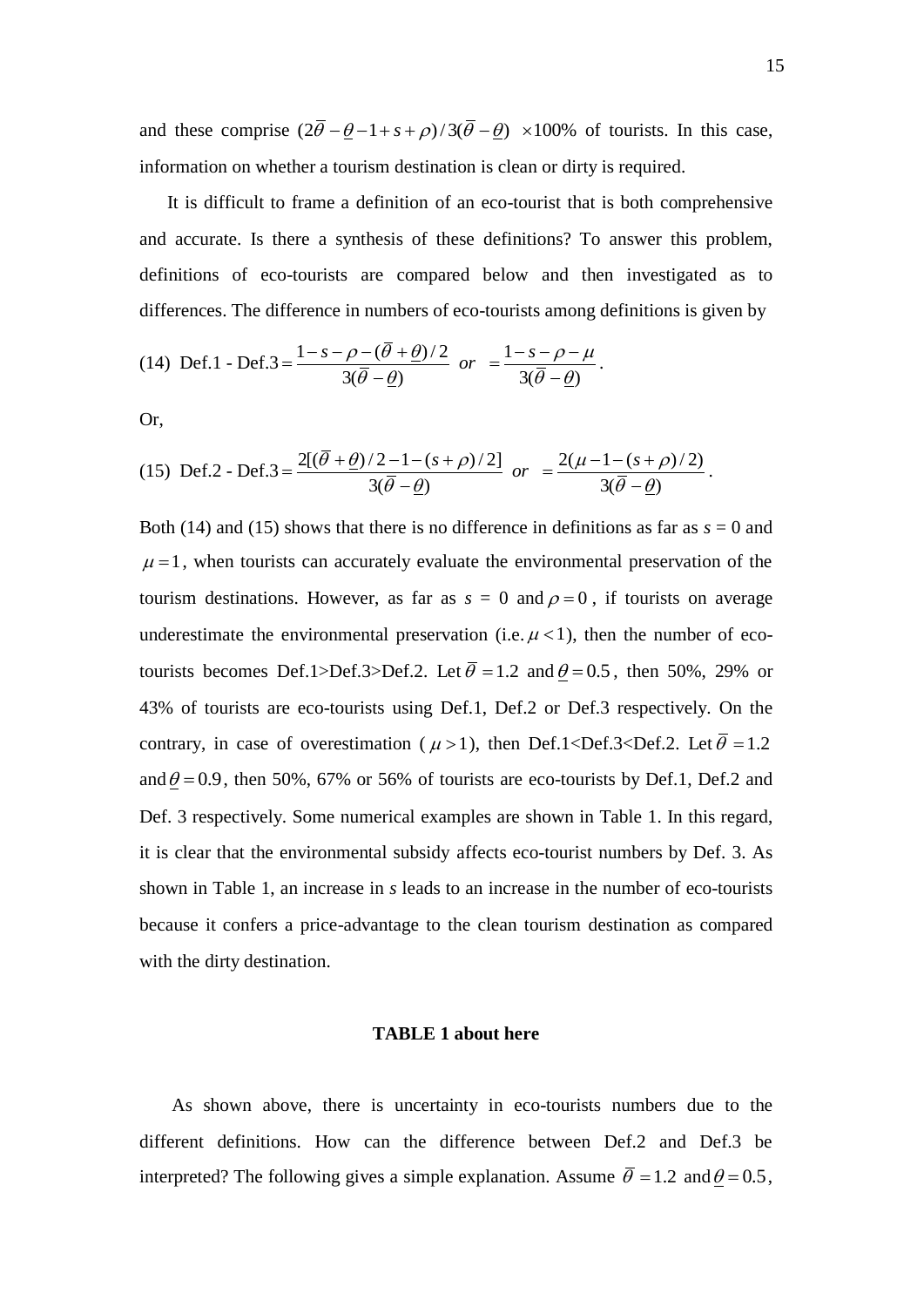and these comprise $(2\bar{\theta}-\underline{\theta}-1+s+\rho)/3(\bar{\theta}-\underline{\theta})\ \times 100\%$ of tourists. In this case, information on whether a tourism destination is clean or dirty is required.

It is difficult to frame a definition of an eco-tourist that is both comprehensive and accurate. Is there a synthesis of these definitions? To answer this problem, definitions of eco-tourists are compared below and then investigated as to differences. The difference in numbers of eco-tourists among definitions is given by

$$\text{(14)}\quad \text{Def.1 - Def.3} = \frac{1-s-\rho-(\bar{\theta}+\underline{\theta})/2}{3(\bar{\theta}-\underline{\theta})}\ \ or\ \ = \frac{1-s-\rho-\mu}{3(\bar{\theta}-\underline{\theta})}.$$

Or,

$$\text{(15)}\quad \text{Def.2 - Def.3} = \frac{2[(\bar{\theta}+\underline{\theta})/2-1-(s+\rho)/2]}{3(\bar{\theta}-\underline{\theta})}\ \ or\ \ = \frac{2(\mu-1-(s+\rho)/2)}{3(\bar{\theta}-\underline{\theta})}.$$

Both (14) and (15) shows that there is no difference in definitions as far as $s = 0$ and $\mu = 1$, when tourists can accurately evaluate the environmental preservation of the tourism destinations. However, as far as $s = 0$ and $\rho = 0$, if tourists on average underestimate the environmental preservation (i.e. $\mu < 1$), then the number of eco-tourists becomes Def.1>Def.3>Def.2. Let $\bar{\theta} = 1.2$ and $\underline{\theta} = 0.5$, then 50%, 29% or 43% of tourists are eco-tourists using Def.1, Def.2 or Def.3 respectively. On the contrary, in case of overestimation ($\mu > 1$), then Def.1<Def.3<Def.2. Let $\bar{\theta} = 1.2$ and $\underline{\theta} = 0.9$, then 50%, 67% or 56% of tourists are eco-tourists by Def.1, Def.2 and Def. 3 respectively. Some numerical examples are shown in Table 1. In this regard, it is clear that the environmental subsidy affects eco-tourist numbers by Def. 3. As shown in Table 1, an increase in *s* leads to an increase in the number of eco-tourists because it confers a price-advantage to the clean tourism destination as compared with the dirty destination.

**TABLE 1 about here**

As shown above, there is uncertainty in eco-tourists numbers due to the different definitions. How can the difference between Def.2 and Def.3 be interpreted? The following gives a simple explanation. Assume $\bar{\theta} = 1.2$ and $\underline{\theta} = 0.5$,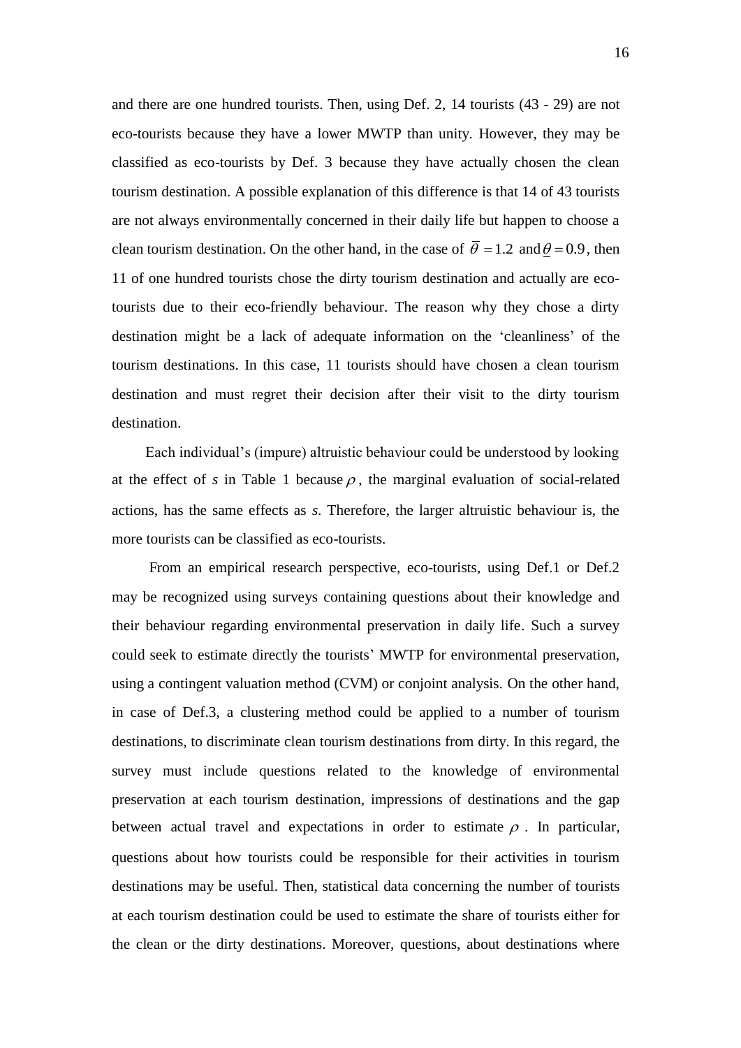and there are one hundred tourists. Then, using Def. 2, 14 tourists (43 - 29) are not eco-tourists because they have a lower MWTP than unity. However, they may be classified as eco-tourists by Def. 3 because they have actually chosen the clean tourism destination. A possible explanation of this difference is that 14 of 43 tourists are not always environmentally concerned in their daily life but happen to choose a clean tourism destination. On the other hand, in the case of $\overline{\theta} = 1.2$ and $\underline{\theta} = 0.9$, then 11 of one hundred tourists chose the dirty tourism destination and actually are eco-tourists due to their eco-friendly behaviour. The reason why they chose a dirty destination might be a lack of adequate information on the 'cleanliness' of the tourism destinations. In this case, 11 tourists should have chosen a clean tourism destination and must regret their decision after their visit to the dirty tourism destination.

Each individual's (impure) altruistic behaviour could be understood by looking at the effect of $s$ in Table 1 because $\rho$, the marginal evaluation of social-related actions, has the same effects as $s$. Therefore, the larger altruistic behaviour is, the more tourists can be classified as eco-tourists.

From an empirical research perspective, eco-tourists, using Def.1 or Def.2 may be recognized using surveys containing questions about their knowledge and their behaviour regarding environmental preservation in daily life. Such a survey could seek to estimate directly the tourists' MWTP for environmental preservation, using a contingent valuation method (CVM) or conjoint analysis. On the other hand, in case of Def.3, a clustering method could be applied to a number of tourism destinations, to discriminate clean tourism destinations from dirty. In this regard, the survey must include questions related to the knowledge of environmental preservation at each tourism destination, impressions of destinations and the gap between actual travel and expectations in order to estimate $\rho$. In particular, questions about how tourists could be responsible for their activities in tourism destinations may be useful. Then, statistical data concerning the number of tourists at each tourism destination could be used to estimate the share of tourists either for the clean or the dirty destinations. Moreover, questions, about destinations where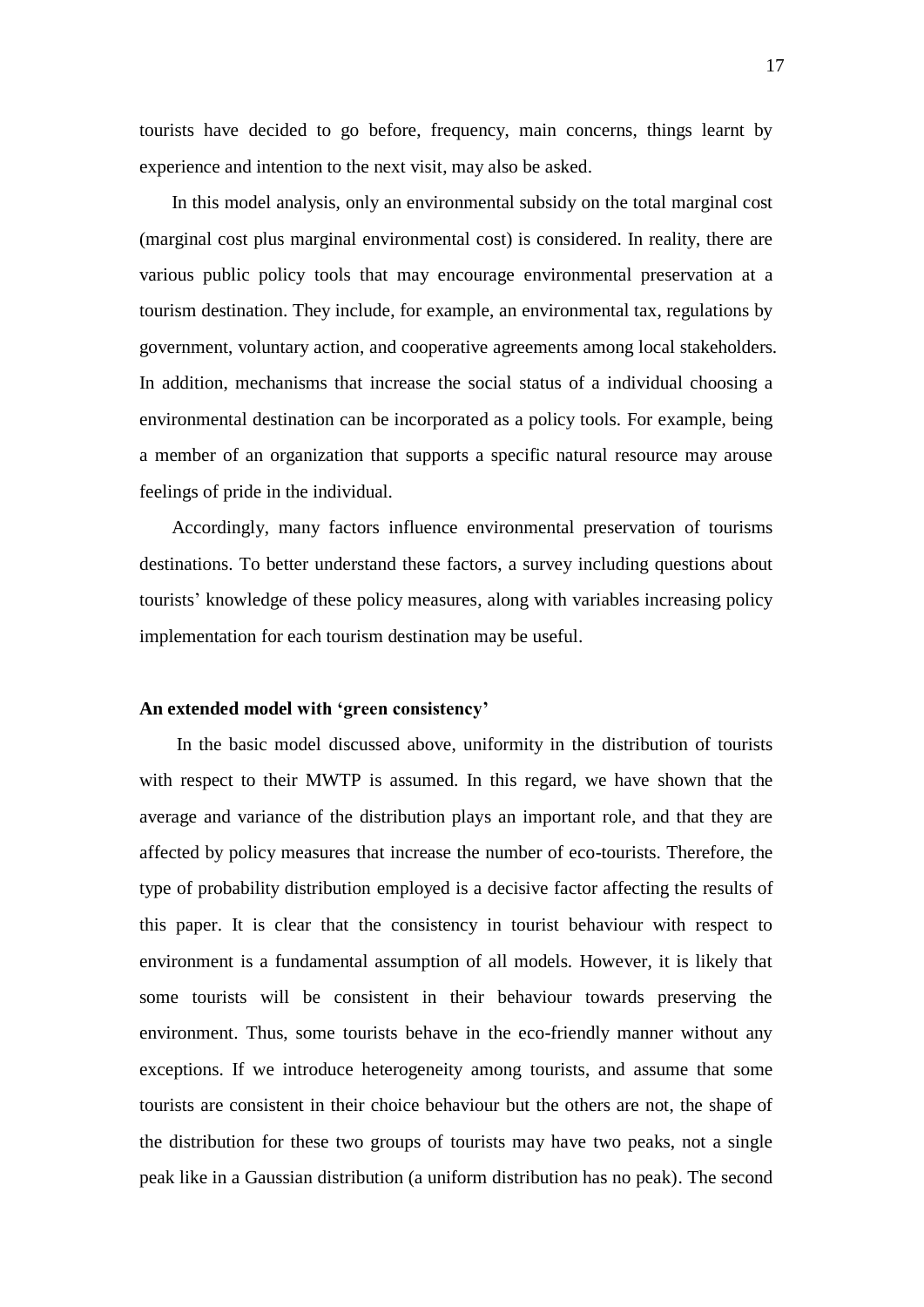tourists have decided to go before, frequency, main concerns, things learnt by experience and intention to the next visit, may also be asked.

In this model analysis, only an environmental subsidy on the total marginal cost (marginal cost plus marginal environmental cost) is considered. In reality, there are various public policy tools that may encourage environmental preservation at a tourism destination. They include, for example, an environmental tax, regulations by government, voluntary action, and cooperative agreements among local stakeholders. In addition, mechanisms that increase the social status of a individual choosing a environmental destination can be incorporated as a policy tools. For example, being a member of an organization that supports a specific natural resource may arouse feelings of pride in the individual.

Accordingly, many factors influence environmental preservation of tourisms destinations. To better understand these factors, a survey including questions about tourists' knowledge of these policy measures, along with variables increasing policy implementation for each tourism destination may be useful.

**An extended model with 'green consistency'**

In the basic model discussed above, uniformity in the distribution of tourists with respect to their MWTP is assumed. In this regard, we have shown that the average and variance of the distribution plays an important role, and that they are affected by policy measures that increase the number of eco-tourists. Therefore, the type of probability distribution employed is a decisive factor affecting the results of this paper. It is clear that the consistency in tourist behaviour with respect to environment is a fundamental assumption of all models. However, it is likely that some tourists will be consistent in their behaviour towards preserving the environment. Thus, some tourists behave in the eco-friendly manner without any exceptions. If we introduce heterogeneity among tourists, and assume that some tourists are consistent in their choice behaviour but the others are not, the shape of the distribution for these two groups of tourists may have two peaks, not a single peak like in a Gaussian distribution (a uniform distribution has no peak). The second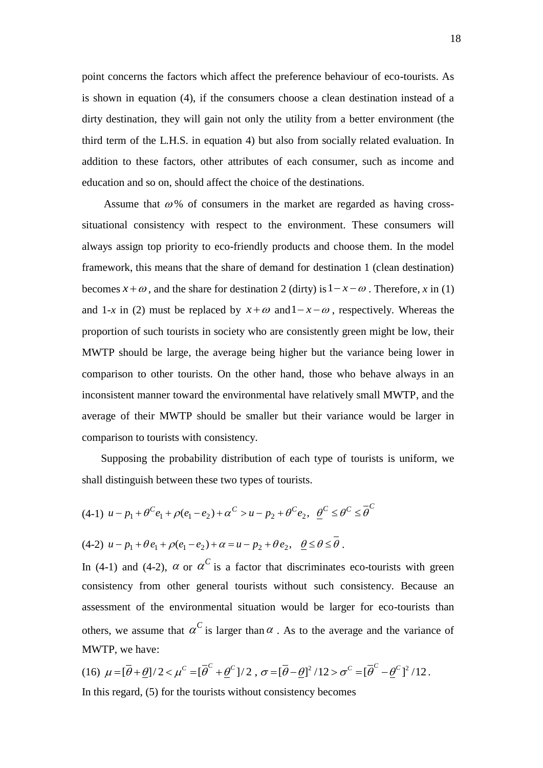point concerns the factors which affect the preference behaviour of eco-tourists. As is shown in equation (4), if the consumers choose a clean destination instead of a dirty destination, they will gain not only the utility from a better environment (the third term of the L.H.S. in equation 4) but also from socially related evaluation. In addition to these factors, other attributes of each consumer, such as income and education and so on, should affect the choice of the destinations.

Assume that $\omega$% of consumers in the market are regarded as having cross-situational consistency with respect to the environment. These consumers will always assign top priority to eco-friendly products and choose them. In the model framework, this means that the share of demand for destination 1 (clean destination) becomes $x+\omega$, and the share for destination 2 (dirty) is $1-x-\omega$. Therefore, *x* in (1) and 1-*x* in (2) must be replaced by $x+\omega$ and $1-x-\omega$, respectively. Whereas the proportion of such tourists in society who are consistently green might be low, their MWTP should be large, the average being higher but the variance being lower in comparison to other tourists. On the other hand, those who behave always in an inconsistent manner toward the environmental have relatively small MWTP, and the average of their MWTP should be smaller but their variance would be larger in comparison to tourists with consistency.

Supposing the probability distribution of each type of tourists is uniform, we shall distinguish between these two types of tourists.

(4-1) $u - p_1 + \theta^C e_1 + \rho(e_1 - e_2) + \alpha^C > u - p_2 + \theta^C e_2, \quad \underline{\theta}^C \le \theta^C \le \overline{\theta}^C$

(4-2) $u - p_1 + \theta e_1 + \rho(e_1 - e_2) + \alpha = u - p_2 + \theta e_2, \quad \underline{\theta} \le \theta \le \overline{\theta}$.

In (4-1) and (4-2), $\alpha$ or $\alpha^C$ is a factor that discriminates eco-tourists with green consistency from other general tourists without such consistency. Because an assessment of the environmental situation would be larger for eco-tourists than others, we assume that $\alpha^C$ is larger than $\alpha$. As to the average and the variance of MWTP, we have:

(16) $\mu = [\overline{\theta} + \underline{\theta}]/2 < \mu^C = [\overline{\theta}^C + \underline{\theta}^C]/2$, $\sigma = [\overline{\theta} - \underline{\theta}]^2/12 > \sigma^C = [\overline{\theta}^C - \underline{\theta}^C]^2/12$.

In this regard, (5) for the tourists without consistency becomes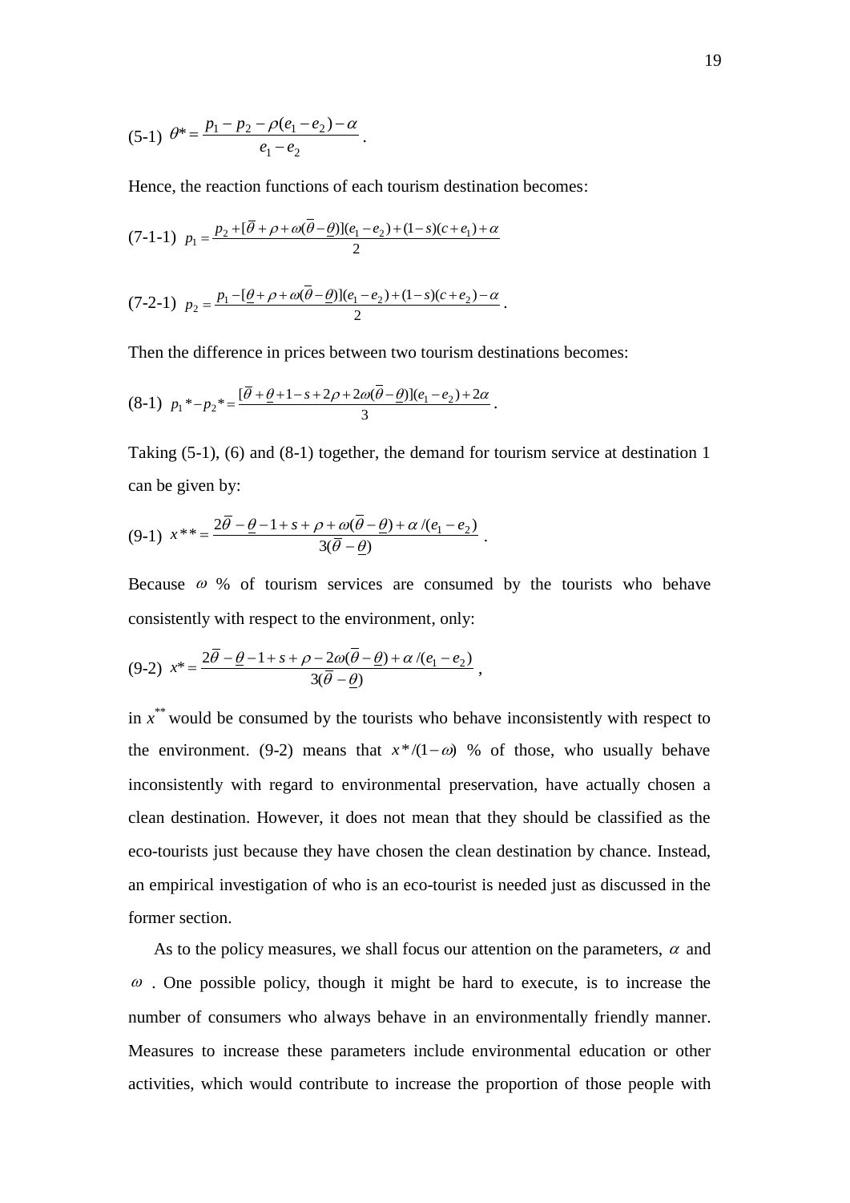(5-1) $\theta^* = \dfrac{p_1 - p_2 - \rho(e_1 - e_2) - \alpha}{e_1 - e_2}$ .

Hence, the reaction functions of each tourism destination becomes:

(7-1-1) $p_1 = \dfrac{p_2 + [\overline{\theta} + \rho + \omega(\overline{\theta} - \underline{\theta})](e_1 - e_2) + (1-s)(c + e_1) + \alpha}{2}$

(7-2-1) $p_2 = \dfrac{p_1 - [\underline{\theta} + \rho + \omega(\overline{\theta} - \underline{\theta})](e_1 - e_2) + (1-s)(c + e_2) - \alpha}{2}$ .

Then the difference in prices between two tourism destinations becomes:

(8-1) $p_1 * - p_2 * = \dfrac{[\overline{\theta} + \underline{\theta} + 1 - s + 2\rho + 2\omega(\overline{\theta} - \underline{\theta})](e_1 - e_2) + 2\alpha}{3}$ .

Taking (5-1), (6) and (8-1) together, the demand for tourism service at destination 1 can be given by:

(9-1) $x^{**} = \dfrac{2\overline{\theta} - \underline{\theta} - 1 + s + \rho + \omega(\overline{\theta} - \underline{\theta}) + \alpha/(e_1 - e_2)}{3(\overline{\theta} - \underline{\theta})}$ .

Because $\omega$ % of tourism services are consumed by the tourists who behave consistently with respect to the environment, only:

(9-2) $x^* = \dfrac{2\overline{\theta} - \underline{\theta} - 1 + s + \rho - 2\omega(\overline{\theta} - \underline{\theta}) + \alpha/(e_1 - e_2)}{3(\overline{\theta} - \underline{\theta})}$ ,

in $x^{**}$ would be consumed by the tourists who behave inconsistently with respect to the environment. (9-2) means that $x^*/(1-\omega)$ % of those, who usually behave inconsistently with regard to environmental preservation, have actually chosen a clean destination. However, it does not mean that they should be classified as the eco-tourists just because they have chosen the clean destination by chance. Instead, an empirical investigation of who is an eco-tourist is needed just as discussed in the former section.

As to the policy measures, we shall focus our attention on the parameters, $\alpha$ and $\omega$ . One possible policy, though it might be hard to execute, is to increase the number of consumers who always behave in an environmentally friendly manner. Measures to increase these parameters include environmental education or other activities, which would contribute to increase the proportion of those people with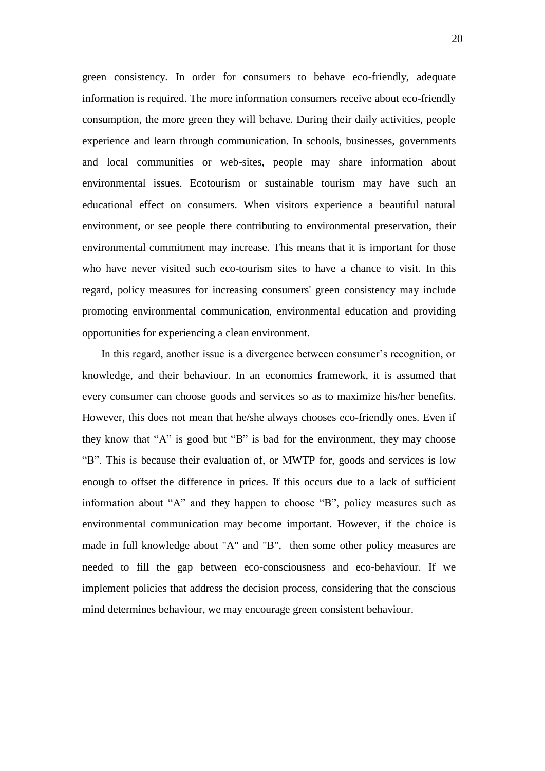green consistency. In order for consumers to behave eco-friendly, adequate information is required. The more information consumers receive about eco-friendly consumption, the more green they will behave. During their daily activities, people experience and learn through communication. In schools, businesses, governments and local communities or web-sites, people may share information about environmental issues. Ecotourism or sustainable tourism may have such an educational effect on consumers. When visitors experience a beautiful natural environment, or see people there contributing to environmental preservation, their environmental commitment may increase. This means that it is important for those who have never visited such eco-tourism sites to have a chance to visit. In this regard, policy measures for increasing consumers' green consistency may include promoting environmental communication, environmental education and providing opportunities for experiencing a clean environment.

In this regard, another issue is a divergence between consumer's recognition, or knowledge, and their behaviour. In an economics framework, it is assumed that every consumer can choose goods and services so as to maximize his/her benefits. However, this does not mean that he/she always chooses eco-friendly ones. Even if they know that "A" is good but "B" is bad for the environment, they may choose "B". This is because their evaluation of, or MWTP for, goods and services is low enough to offset the difference in prices. If this occurs due to a lack of sufficient information about "A" and they happen to choose "B", policy measures such as environmental communication may become important. However, if the choice is made in full knowledge about "A" and "B", then some other policy measures are needed to fill the gap between eco-consciousness and eco-behaviour. If we implement policies that address the decision process, considering that the conscious mind determines behaviour, we may encourage green consistent behaviour.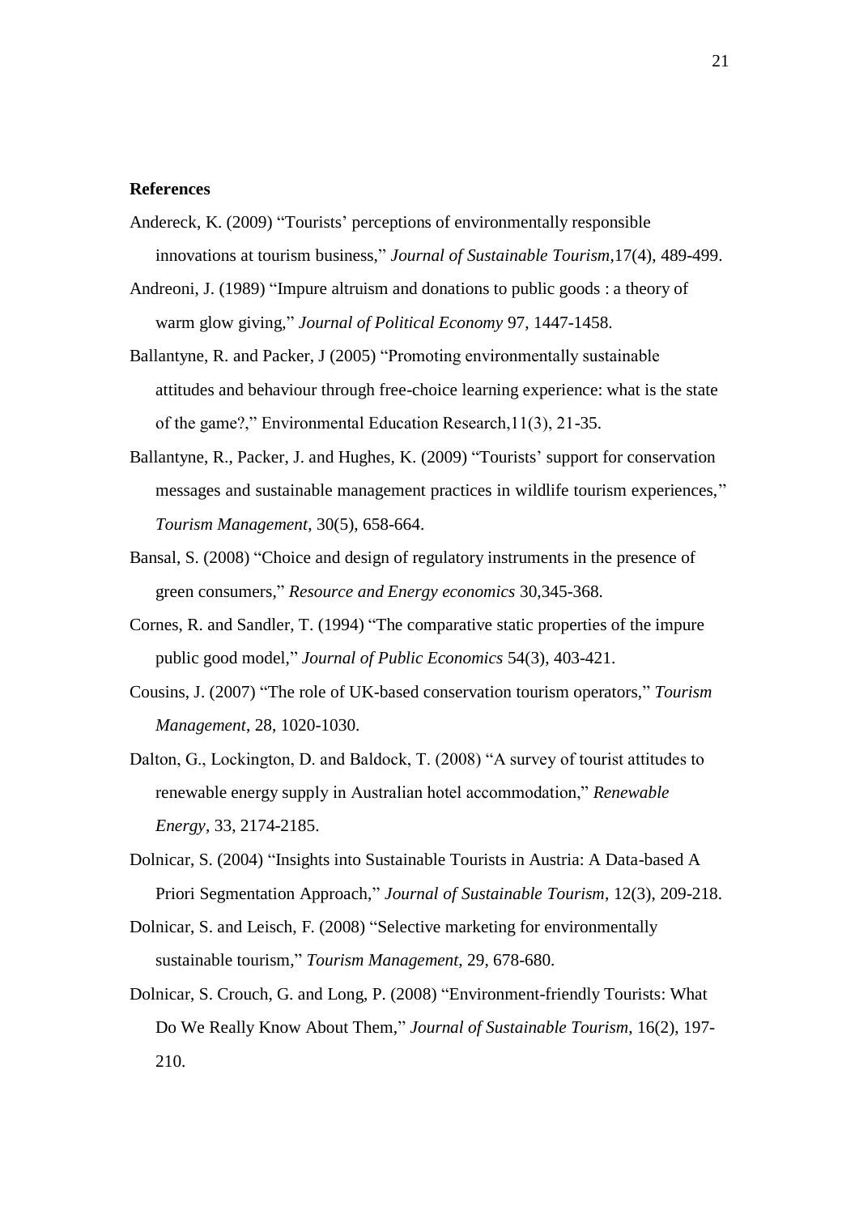**References**

Andereck, K. (2009) "Tourists' perceptions of environmentally responsible innovations at tourism business," *Journal of Sustainable Tourism*,17(4), 489-499.

Andreoni, J. (1989) "Impure altruism and donations to public goods : a theory of warm glow giving," *Journal of Political Economy* 97, 1447-1458.

Ballantyne, R. and Packer, J (2005) "Promoting environmentally sustainable attitudes and behaviour through free-choice learning experience: what is the state of the game?," Environmental Education Research,11(3), 21-35.

Ballantyne, R., Packer, J. and Hughes, K. (2009) "Tourists' support for conservation messages and sustainable management practices in wildlife tourism experiences," *Tourism Management*, 30(5), 658-664.

Bansal, S. (2008) "Choice and design of regulatory instruments in the presence of green consumers," *Resource and Energy economics* 30,345-368.

Cornes, R. and Sandler, T. (1994) "The comparative static properties of the impure public good model," *Journal of Public Economics* 54(3), 403-421.

Cousins, J. (2007) "The role of UK-based conservation tourism operators," *Tourism Management*, 28, 1020-1030.

Dalton, G., Lockington, D. and Baldock, T. (2008) "A survey of tourist attitudes to renewable energy supply in Australian hotel accommodation," *Renewable Energy*, 33, 2174-2185.

Dolnicar, S. (2004) "Insights into Sustainable Tourists in Austria: A Data-based A Priori Segmentation Approach," *Journal of Sustainable Tourism*, 12(3), 209-218.

Dolnicar, S. and Leisch, F. (2008) "Selective marketing for environmentally sustainable tourism," *Tourism Management*, 29, 678-680.

Dolnicar, S. Crouch, G. and Long, P. (2008) "Environment-friendly Tourists: What Do We Really Know About Them," *Journal of Sustainable Tourism*, 16(2), 197-210.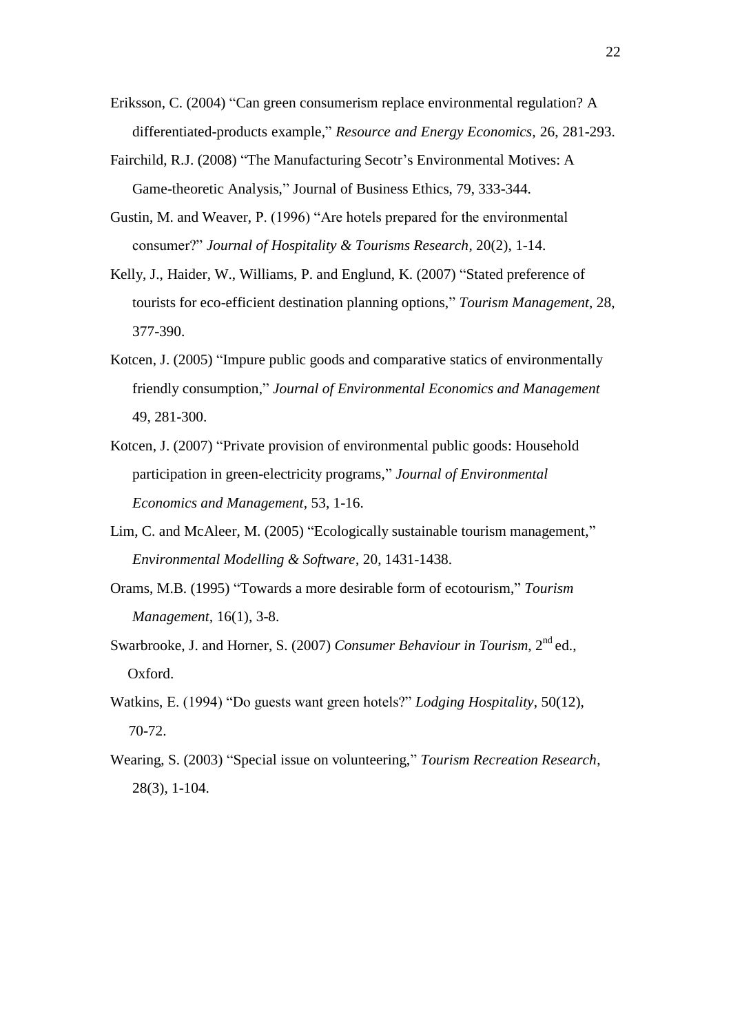Eriksson, C. (2004) "Can green consumerism replace environmental regulation? A differentiated-products example," *Resource and Energy Economics*, 26, 281-293.

Fairchild, R.J. (2008) "The Manufacturing Secotr's Environmental Motives: A Game-theoretic Analysis," Journal of Business Ethics, 79, 333-344.

Gustin, M. and Weaver, P. (1996) "Are hotels prepared for the environmental consumer?" *Journal of Hospitality & Tourisms Research*, 20(2), 1-14.

Kelly, J., Haider, W., Williams, P. and Englund, K. (2007) "Stated preference of tourists for eco-efficient destination planning options," *Tourism Management*, 28, 377-390.

Kotcen, J. (2005) "Impure public goods and comparative statics of environmentally friendly consumption," *Journal of Environmental Economics and Management* 49, 281-300.

Kotcen, J. (2007) "Private provision of environmental public goods: Household participation in green-electricity programs," *Journal of Environmental Economics and Management*, 53, 1-16.

Lim, C. and McAleer, M. (2005) "Ecologically sustainable tourism management," *Environmental Modelling & Software*, 20, 1431-1438.

Orams, M.B. (1995) "Towards a more desirable form of ecotourism," *Tourism Management*, 16(1), 3-8.

Swarbrooke, J. and Horner, S. (2007) *Consumer Behaviour in Tourism*, 2nd ed., Oxford.

Watkins, E. (1994) "Do guests want green hotels?" *Lodging Hospitality*, 50(12), 70-72.

Wearing, S. (2003) "Special issue on volunteering," *Tourism Recreation Research*, 28(3), 1-104.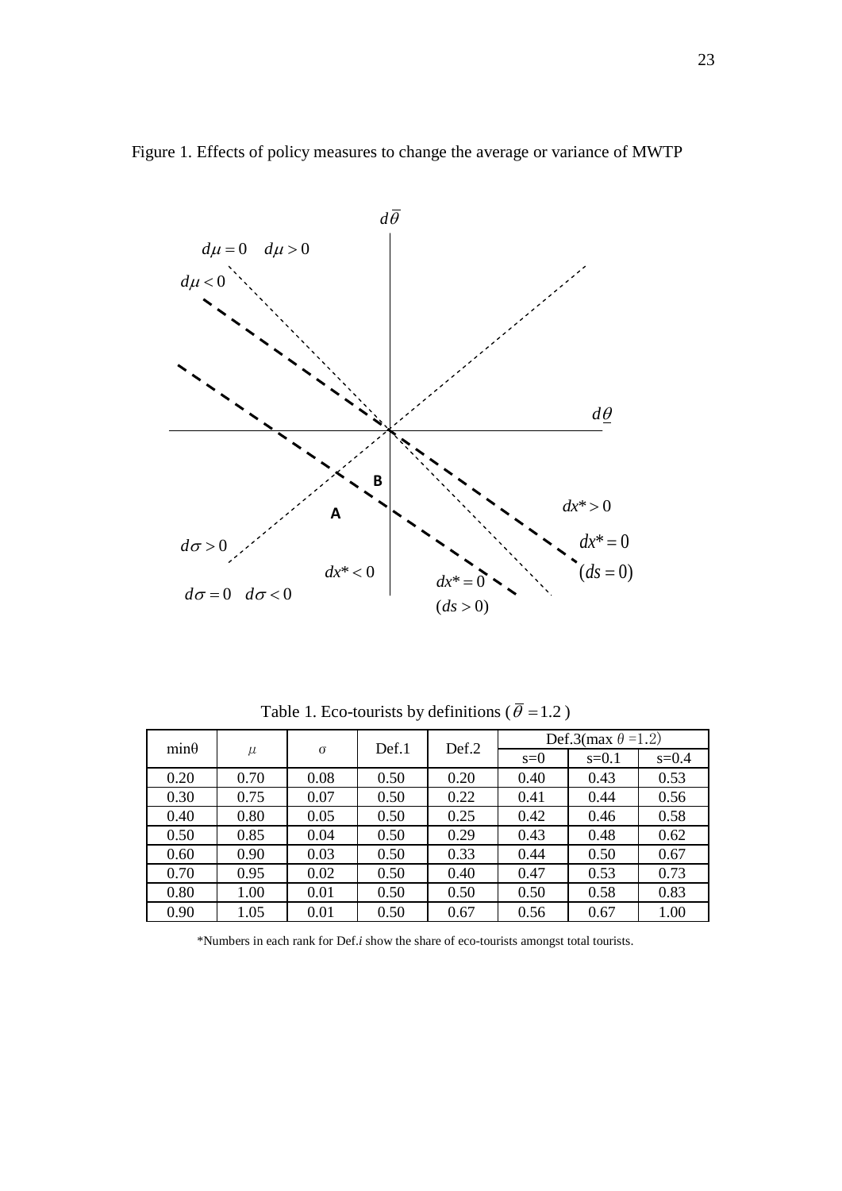Figure 1. Effects of policy measures to change the average or variance of MWTP

$d\overline{\theta}$

$d\mu = 0 \quad d\mu > 0$

$d\mu < 0$

$d\underline{\theta}$

B

$dx^* > 0$

A

$dx^* = 0$

$d\sigma > 0$

$(ds = 0)$

$dx^* < 0$

$dx^* = 0$

$d\sigma = 0 \quad d\sigma < 0$

$(ds > 0)$

Table 1. Eco-tourists by definitions ( $\overline{\theta} = 1.2$ )

| minθ | $\mu$ | $\sigma$ | Def.1 | Def.2 | Def.3(max $\theta$ =1.2) | | |
|---|---|---|---|---|---|---|---|
| | | | | | s=0 | s=0.1 | s=0.4 |
| 0.20 | 0.70 | 0.08 | 0.50 | 0.20 | 0.40 | 0.43 | 0.53 |
| 0.30 | 0.75 | 0.07 | 0.50 | 0.22 | 0.41 | 0.44 | 0.56 |
| 0.40 | 0.80 | 0.05 | 0.50 | 0.25 | 0.42 | 0.46 | 0.58 |
| 0.50 | 0.85 | 0.04 | 0.50 | 0.29 | 0.43 | 0.48 | 0.62 |
| 0.60 | 0.90 | 0.03 | 0.50 | 0.33 | 0.44 | 0.50 | 0.67 |
| 0.70 | 0.95 | 0.02 | 0.50 | 0.40 | 0.47 | 0.53 | 0.73 |
| 0.80 | 1.00 | 0.01 | 0.50 | 0.50 | 0.50 | 0.58 | 0.83 |
| 0.90 | 1.05 | 0.01 | 0.50 | 0.67 | 0.56 | 0.67 | 1.00 |

*Numbers in each rank for Def.*i* show the share of eco-tourists amongst total tourists.